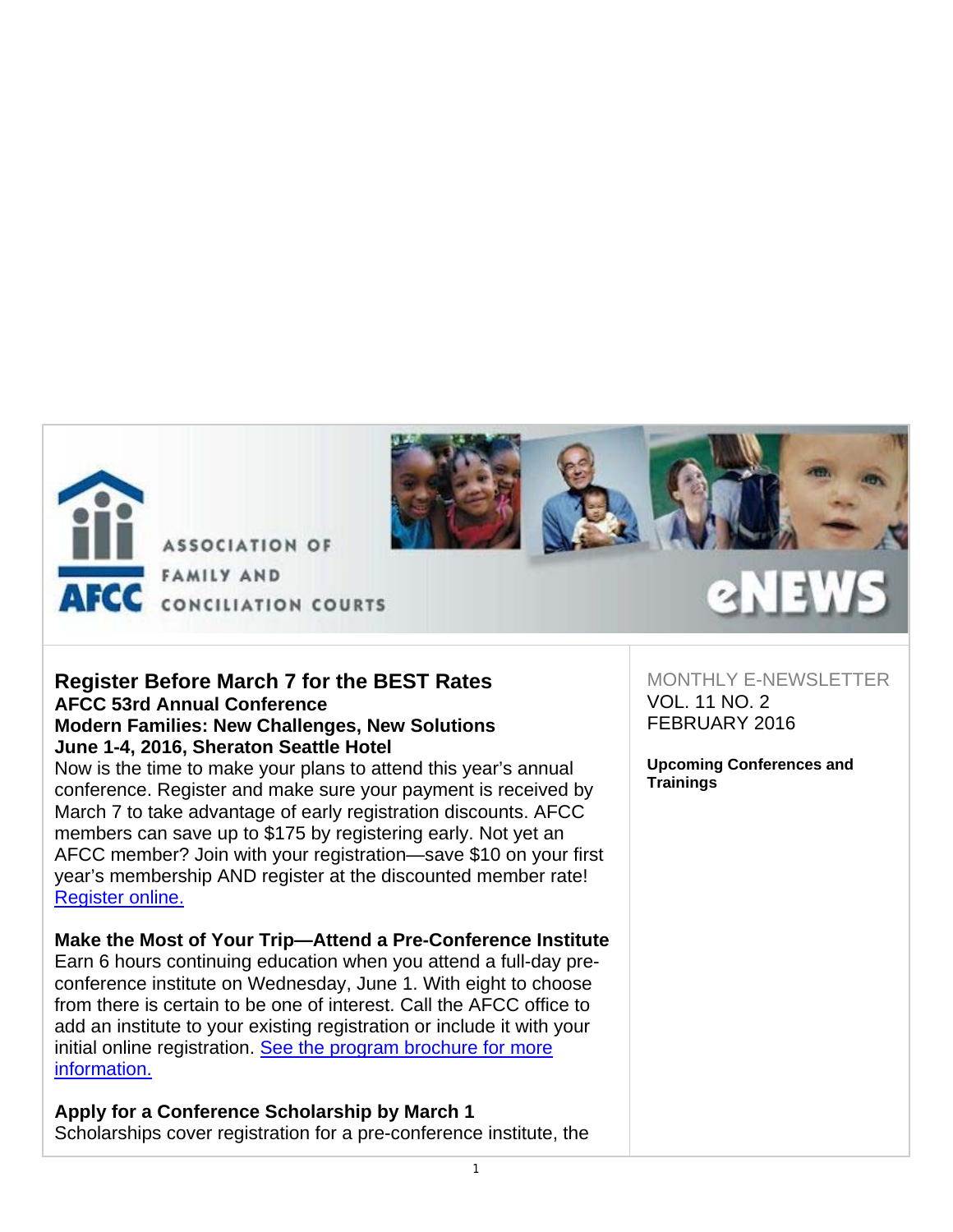ASSOCIATION OF FAMILY AND CONCILIATION COURTS

AFCC eNEWS

MONTHLY E-NEWSLETTER
VOL. 11 NO. 2
FEBRUARY 2016

**Upcoming Conferences and Trainings**

## Register Before March 7 for the BEST Rates

### AFCC 53rd Annual Conference
### Modern Families: New Challenges, New Solutions
### June 1-4, 2016, Sheraton Seattle Hotel

Now is the time to make your plans to attend this year's annual conference. Register and make sure your payment is received by March 7 to take advantage of early registration discounts. AFCC members can save up to $175 by registering early. Not yet an AFCC member? Join with your registration—save $10 on your first year's membership AND register at the discounted member rate! Register online.

**Make the Most of Your Trip—Attend a Pre-Conference Institute**

Earn 6 hours continuing education when you attend a full-day pre-conference institute on Wednesday, June 1. With eight to choose from there is certain to be one of interest. Call the AFCC office to add an institute to your existing registration or include it with your initial online registration. See the program brochure for more information.

**Apply for a Conference Scholarship by March 1**

Scholarships cover registration for a pre-conference institute, the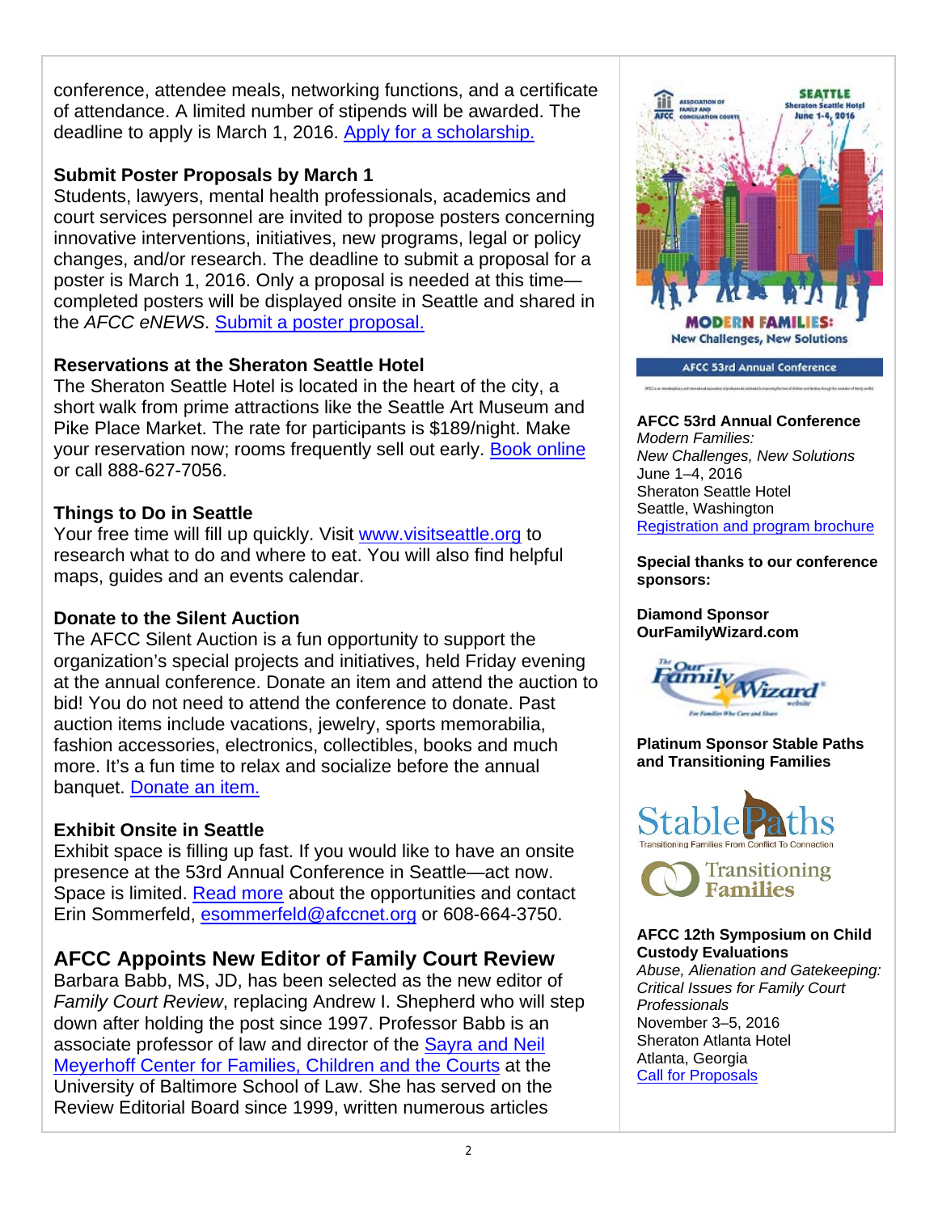conference, attendee meals, networking functions, and a certificate of attendance. A limited number of stipends will be awarded. The deadline to apply is March 1, 2016. Apply for a scholarship.

**Submit Poster Proposals by March 1**

Students, lawyers, mental health professionals, academics and court services personnel are invited to propose posters concerning innovative interventions, initiatives, new programs, legal or policy changes, and/or research. The deadline to submit a proposal for a poster is March 1, 2016. Only a proposal is needed at this time—completed posters will be displayed onsite in Seattle and shared in the *AFCC eNEWS*. Submit a poster proposal.

**Reservations at the Sheraton Seattle Hotel**

The Sheraton Seattle Hotel is located in the heart of the city, a short walk from prime attractions like the Seattle Art Museum and Pike Place Market. The rate for participants is $189/night. Make your reservation now; rooms frequently sell out early. Book online or call 888-627-7056.

**Things to Do in Seattle**

Your free time will fill up quickly. Visit www.visitseattle.org to research what to do and where to eat. You will also find helpful maps, guides and an events calendar.

**Donate to the Silent Auction**

The AFCC Silent Auction is a fun opportunity to support the organization's special projects and initiatives, held Friday evening at the annual conference. Donate an item and attend the auction to bid! You do not need to attend the conference to donate. Past auction items include vacations, jewelry, sports memorabilia, fashion accessories, electronics, collectibles, books and much more. It's a fun time to relax and socialize before the annual banquet. Donate an item.

**Exhibit Onsite in Seattle**

Exhibit space is filling up fast. If you would like to have an onsite presence at the 53rd Annual Conference in Seattle—act now. Space is limited. Read more about the opportunities and contact Erin Sommerfeld, esommerfeld@afccnet.org or 608-664-3750.

## AFCC Appoints New Editor of Family Court Review

Barbara Babb, MS, JD, has been selected as the new editor of *Family Court Review*, replacing Andrew I. Shepherd who will step down after holding the post since 1997. Professor Babb is an associate professor of law and director of the Sayra and Neil Meyerhoff Center for Families, Children and the Courts at the University of Baltimore School of Law. She has served on the Review Editorial Board since 1999, written numerous articles

**AFCC 53rd Annual Conference**
*Modern Families:*
*New Challenges, New Solutions*
June 1–4, 2016
Sheraton Seattle Hotel
Seattle, Washington
Registration and program brochure

**Special thanks to our conference sponsors:**

**Diamond Sponsor**
**OurFamilyWizard.com**

**Platinum Sponsor Stable Paths and Transitioning Families**

**AFCC 12th Symposium on Child Custody Evaluations**
*Abuse, Alienation and Gatekeeping: Critical Issues for Family Court Professionals*
November 3–5, 2016
Sheraton Atlanta Hotel
Atlanta, Georgia
Call for Proposals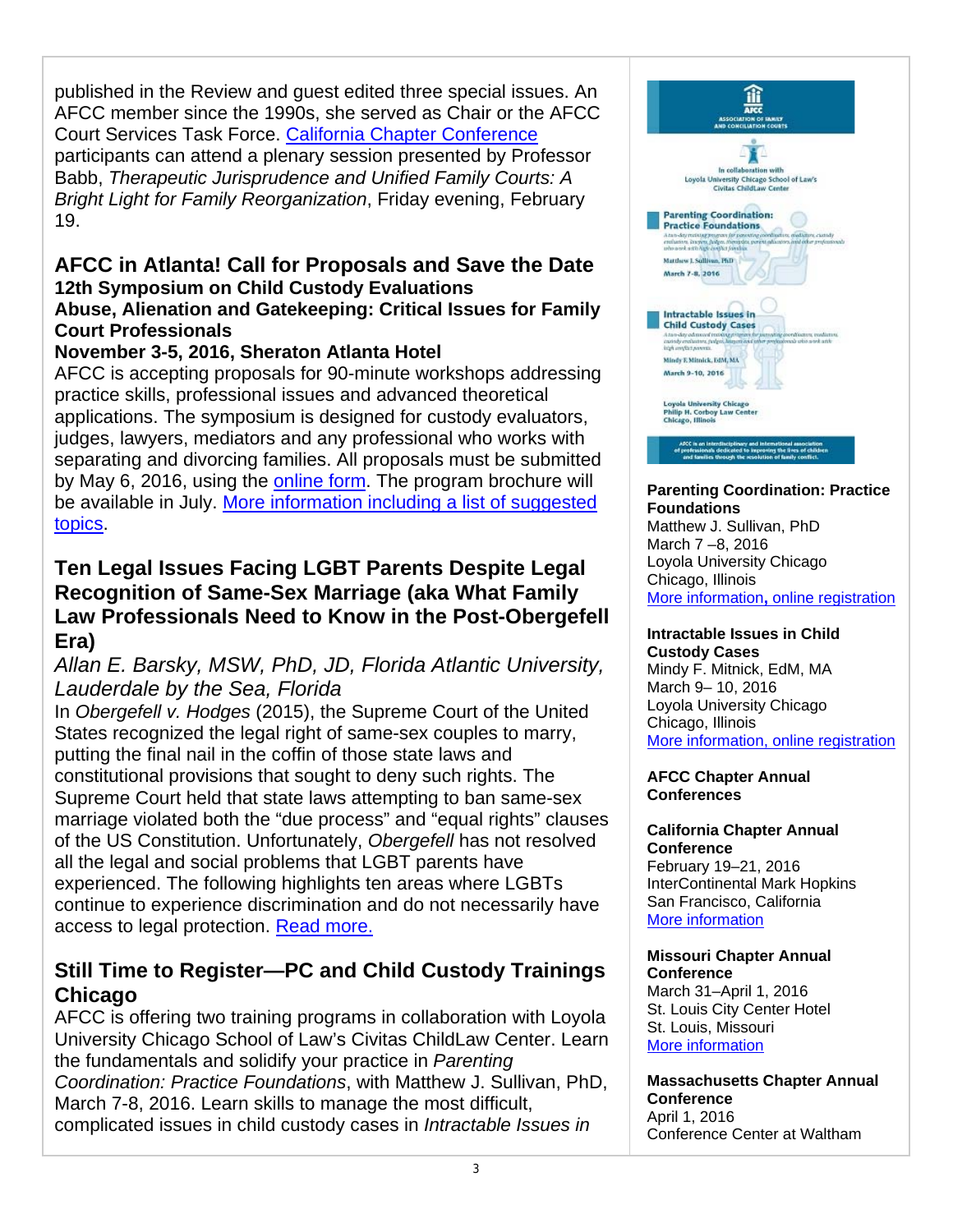published in the Review and guest edited three special issues. An AFCC member since the 1990s, she served as Chair or the AFCC Court Services Task Force. [California Chapter Conference](#) participants can attend a plenary session presented by Professor Babb, *Therapeutic Jurisprudence and Unified Family Courts: A Bright Light for Family Reorganization*, Friday evening, February 19.

## AFCC in Atlanta! Call for Proposals and Save the Date

**12th Symposium on Child Custody Evaluations**
**Abuse, Alienation and Gatekeeping: Critical Issues for Family Court Professionals**
**November 3-5, 2016, Sheraton Atlanta Hotel**

AFCC is accepting proposals for 90-minute workshops addressing practice skills, professional issues and advanced theoretical applications. The symposium is designed for custody evaluators, judges, lawyers, mediators and any professional who works with separating and divorcing families. All proposals must be submitted by May 6, 2016, using the [online form](#). The program brochure will be available in July. [More information including a list of suggested topics](#).

## Ten Legal Issues Facing LGBT Parents Despite Legal Recognition of Same-Sex Marriage (aka What Family Law Professionals Need to Know in the Post-Obergefell Era)

*Allan E. Barsky, MSW, PhD, JD, Florida Atlantic University, Lauderdale by the Sea, Florida*

In *Obergefell v. Hodges* (2015), the Supreme Court of the United States recognized the legal right of same-sex couples to marry, putting the final nail in the coffin of those state laws and constitutional provisions that sought to deny such rights. The Supreme Court held that state laws attempting to ban same-sex marriage violated both the "due process" and "equal rights" clauses of the US Constitution. Unfortunately, *Obergefell* has not resolved all the legal and social problems that LGBT parents have experienced. The following highlights ten areas where LGBTs continue to experience discrimination and do not necessarily have access to legal protection. [Read more.](#)

## Still Time to Register—PC and Child Custody Trainings Chicago

AFCC is offering two training programs in collaboration with Loyola University Chicago School of Law's Civitas ChildLaw Center. Learn the fundamentals and solidify your practice in *Parenting Coordination: Practice Foundations*, with Matthew J. Sullivan, PhD, March 7-8, 2016. Learn skills to manage the most difficult, complicated issues in child custody cases in *Intractable Issues in*

**Parenting Coordination: Practice Foundations**
Matthew J. Sullivan, PhD
March 7 –8, 2016
Loyola University Chicago
Chicago, Illinois
[More information, online registration](#)

**Intractable Issues in Child Custody Cases**
Mindy F. Mitnick, EdM, MA
March 9– 10, 2016
Loyola University Chicago
Chicago, Illinois
[More information, online registration](#)

**AFCC Chapter Annual Conferences**

**California Chapter Annual Conference**
February 19–21, 2016
InterContinental Mark Hopkins
San Francisco, California
[More information](#)

**Missouri Chapter Annual Conference**
March 31–April 1, 2016
St. Louis City Center Hotel
St. Louis, Missouri
[More information](#)

**Massachusetts Chapter Annual Conference**
April 1, 2016
Conference Center at Waltham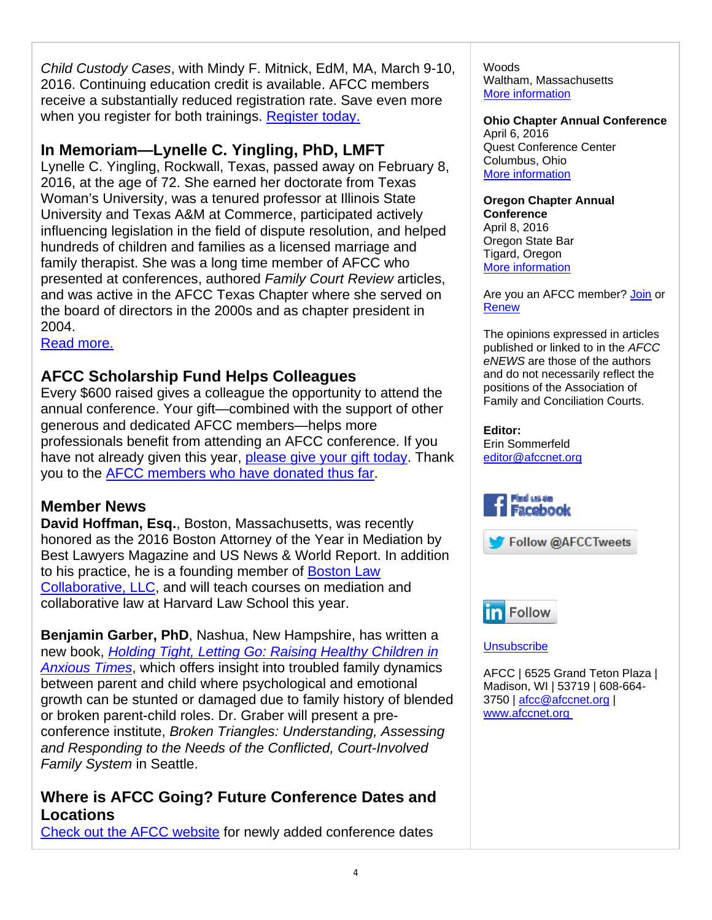*Child Custody Cases*, with Mindy F. Mitnick, EdM, MA, March 9-10, 2016. Continuing education credit is available. AFCC members receive a substantially reduced registration rate. Save even more when you register for both trainings. Register today.

## In Memoriam—Lynelle C. Yingling, PhD, LMFT

Lynelle C. Yingling, Rockwall, Texas, passed away on February 8, 2016, at the age of 72. She earned her doctorate from Texas Woman's University, was a tenured professor at Illinois State University and Texas A&M at Commerce, participated actively influencing legislation in the field of dispute resolution, and helped hundreds of children and families as a licensed marriage and family therapist. She was a long time member of AFCC who presented at conferences, authored *Family Court Review* articles, and was active in the AFCC Texas Chapter where she served on the board of directors in the 2000s and as chapter president in 2004.

Read more.

## AFCC Scholarship Fund Helps Colleagues

Every $600 raised gives a colleague the opportunity to attend the annual conference. Your gift—combined with the support of other generous and dedicated AFCC members—helps more professionals benefit from attending an AFCC conference. If you have not already given this year, please give your gift today. Thank you to the AFCC members who have donated thus far.

## Member News

**David Hoffman, Esq.**, Boston, Massachusetts, was recently honored as the 2016 Boston Attorney of the Year in Mediation by Best Lawyers Magazine and US News & World Report. In addition to his practice, he is a founding member of Boston Law Collaborative, LLC, and will teach courses on mediation and collaborative law at Harvard Law School this year.

**Benjamin Garber, PhD**, Nashua, New Hampshire, has written a new book, *Holding Tight, Letting Go: Raising Healthy Children in Anxious Times*, which offers insight into troubled family dynamics between parent and child where psychological and emotional growth can be stunted or damaged due to family history of blended or broken parent-child roles. Dr. Graber will present a pre-conference institute, *Broken Triangles: Understanding, Assessing and Responding to the Needs of the Conflicted, Court-Involved Family System* in Seattle.

## Where is AFCC Going? Future Conference Dates and Locations

Check out the AFCC website for newly added conference dates

Woods
Waltham, Massachusetts
More information

**Ohio Chapter Annual Conference**
April 6, 2016
Quest Conference Center
Columbus, Ohio
More information

**Oregon Chapter Annual Conference**
April 8, 2016
Oregon State Bar
Tigard, Oregon
More information

Are you an AFCC member? Join or Renew

The opinions expressed in articles published or linked to in the *AFCC eNEWS* are those of the authors and do not necessarily reflect the positions of the Association of Family and Conciliation Courts.

**Editor:**
Erin Sommerfeld
editor@afccnet.org

Find us on Facebook

Follow @AFCCTweets

Follow

Unsubscribe

AFCC | 6525 Grand Teton Plaza | Madison, WI | 53719 | 608-664-3750 | afcc@afccnet.org | www.afccnet.org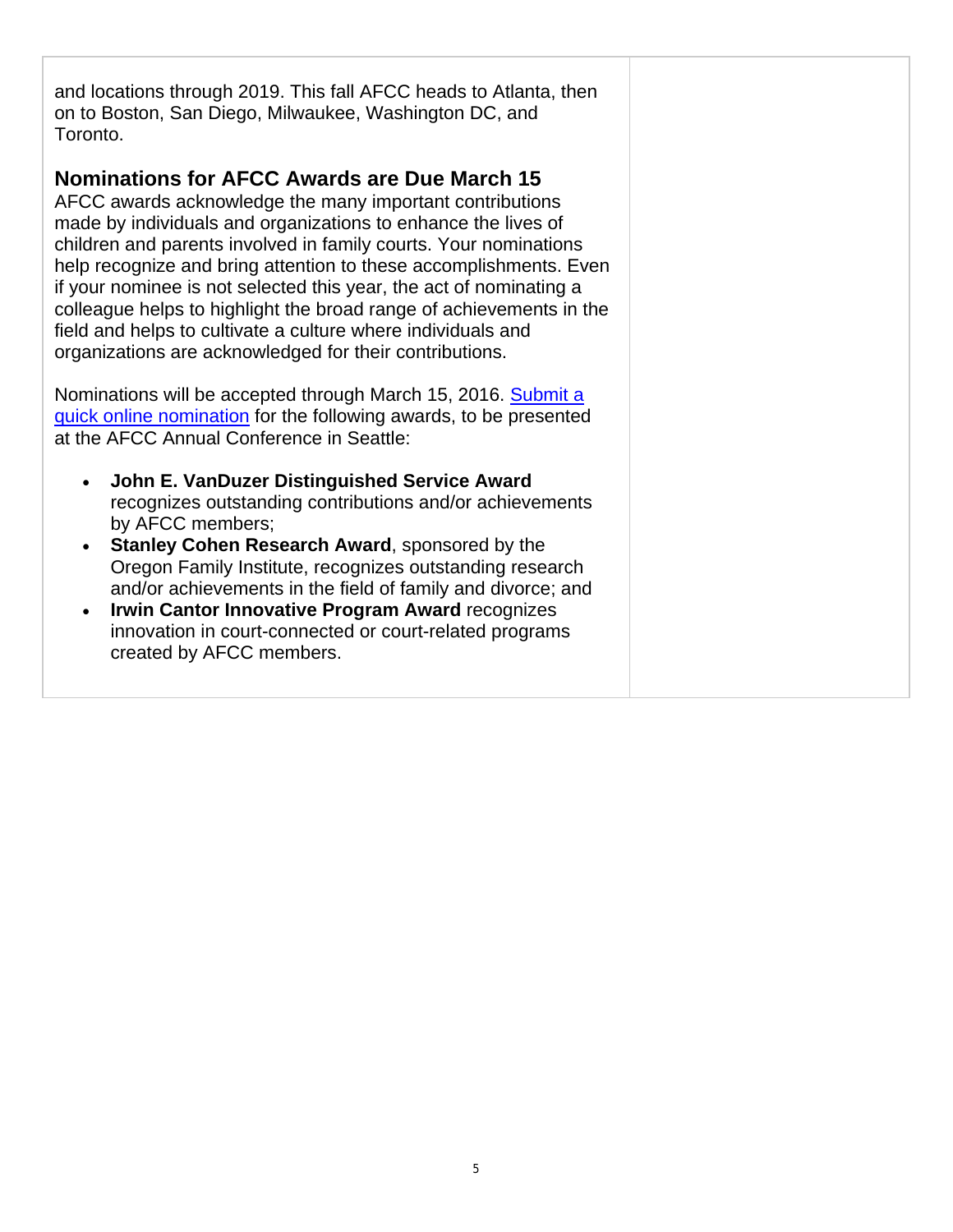and locations through 2019. This fall AFCC heads to Atlanta, then on to Boston, San Diego, Milwaukee, Washington DC, and Toronto.

## Nominations for AFCC Awards are Due March 15

AFCC awards acknowledge the many important contributions made by individuals and organizations to enhance the lives of children and parents involved in family courts. Your nominations help recognize and bring attention to these accomplishments. Even if your nominee is not selected this year, the act of nominating a colleague helps to highlight the broad range of achievements in the field and helps to cultivate a culture where individuals and organizations are acknowledged for their contributions.

Nominations will be accepted through March 15, 2016. Submit a quick online nomination for the following awards, to be presented at the AFCC Annual Conference in Seattle:

- **John E. VanDuzer Distinguished Service Award** recognizes outstanding contributions and/or achievements by AFCC members;
- **Stanley Cohen Research Award**, sponsored by the Oregon Family Institute, recognizes outstanding research and/or achievements in the field of family and divorce; and
- **Irwin Cantor Innovative Program Award** recognizes innovation in court-connected or court-related programs created by AFCC members.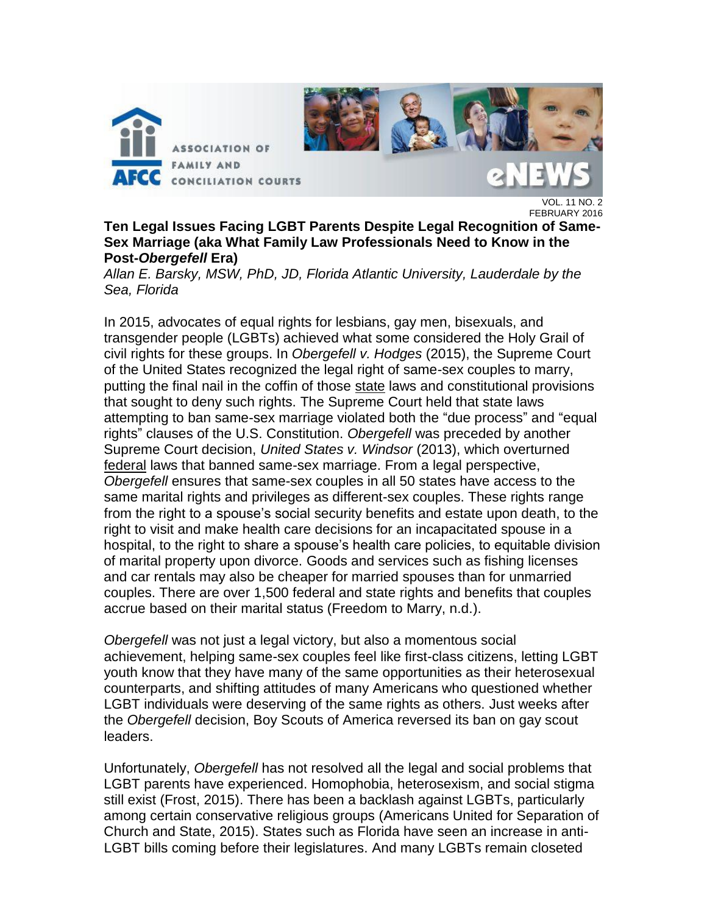VOL. 11 NO. 2
FEBRUARY 2016

**Ten Legal Issues Facing LGBT Parents Despite Legal Recognition of Same-Sex Marriage (aka What Family Law Professionals Need to Know in the Post-*Obergefell* Era)**

*Allan E. Barsky, MSW, PhD, JD, Florida Atlantic University, Lauderdale by the Sea, Florida*

In 2015, advocates of equal rights for lesbians, gay men, bisexuals, and transgender people (LGBTs) achieved what some considered the Holy Grail of civil rights for these groups. In *Obergefell v. Hodges* (2015), the Supreme Court of the United States recognized the legal right of same-sex couples to marry, putting the final nail in the coffin of those state laws and constitutional provisions that sought to deny such rights. The Supreme Court held that state laws attempting to ban same-sex marriage violated both the "due process" and "equal rights" clauses of the U.S. Constitution. *Obergefell* was preceded by another Supreme Court decision, *United States v. Windsor* (2013), which overturned federal laws that banned same-sex marriage. From a legal perspective, *Obergefell* ensures that same-sex couples in all 50 states have access to the same marital rights and privileges as different-sex couples. These rights range from the right to a spouse's social security benefits and estate upon death, to the right to visit and make health care decisions for an incapacitated spouse in a hospital, to the right to share a spouse's health care policies, to equitable division of marital property upon divorce. Goods and services such as fishing licenses and car rentals may also be cheaper for married spouses than for unmarried couples. There are over 1,500 federal and state rights and benefits that couples accrue based on their marital status (Freedom to Marry, n.d.).

*Obergefell* was not just a legal victory, but also a momentous social achievement, helping same-sex couples feel like first-class citizens, letting LGBT youth know that they have many of the same opportunities as their heterosexual counterparts, and shifting attitudes of many Americans who questioned whether LGBT individuals were deserving of the same rights as others. Just weeks after the *Obergefell* decision, Boy Scouts of America reversed its ban on gay scout leaders.

Unfortunately, *Obergefell* has not resolved all the legal and social problems that LGBT parents have experienced. Homophobia, heterosexism, and social stigma still exist (Frost, 2015). There has been a backlash against LGBTs, particularly among certain conservative religious groups (Americans United for Separation of Church and State, 2015). States such as Florida have seen an increase in anti-LGBT bills coming before their legislatures. And many LGBTs remain closeted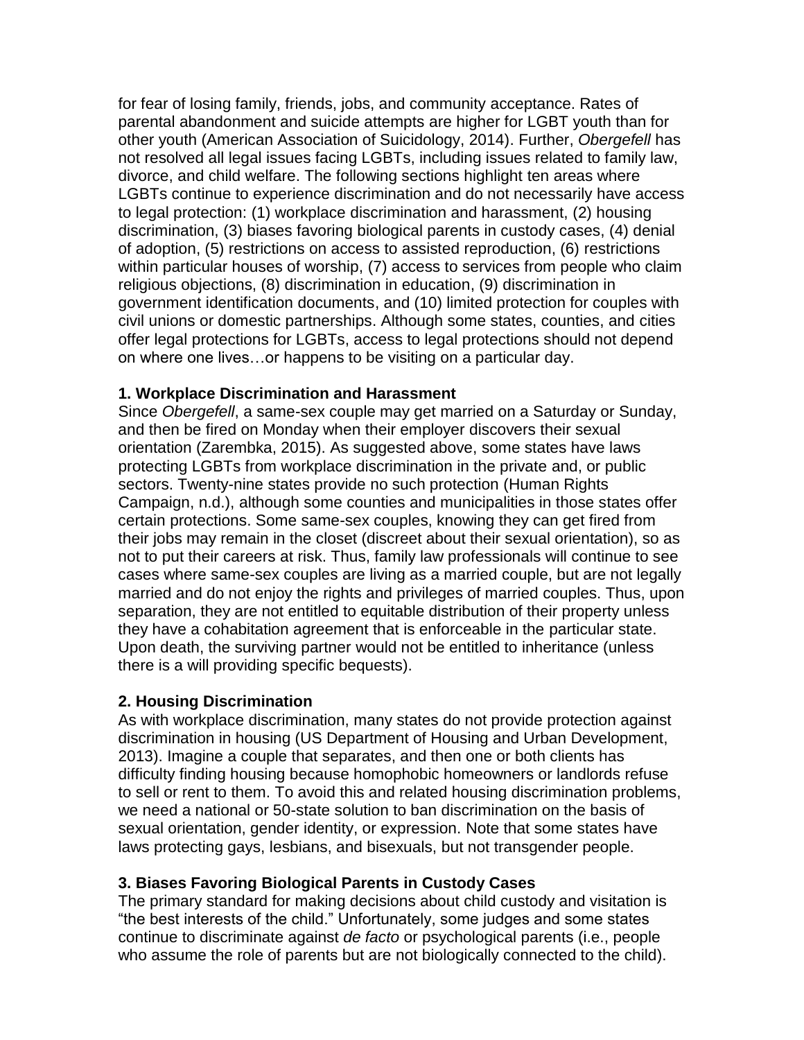for fear of losing family, friends, jobs, and community acceptance. Rates of parental abandonment and suicide attempts are higher for LGBT youth than for other youth (American Association of Suicidology, 2014). Further, *Obergefell* has not resolved all legal issues facing LGBTs, including issues related to family law, divorce, and child welfare. The following sections highlight ten areas where LGBTs continue to experience discrimination and do not necessarily have access to legal protection: (1) workplace discrimination and harassment, (2) housing discrimination, (3) biases favoring biological parents in custody cases, (4) denial of adoption, (5) restrictions on access to assisted reproduction, (6) restrictions within particular houses of worship, (7) access to services from people who claim religious objections, (8) discrimination in education, (9) discrimination in government identification documents, and (10) limited protection for couples with civil unions or domestic partnerships. Although some states, counties, and cities offer legal protections for LGBTs, access to legal protections should not depend on where one lives…or happens to be visiting on a particular day.

**1. Workplace Discrimination and Harassment**

Since *Obergefell*, a same-sex couple may get married on a Saturday or Sunday, and then be fired on Monday when their employer discovers their sexual orientation (Zarembka, 2015). As suggested above, some states have laws protecting LGBTs from workplace discrimination in the private and, or public sectors. Twenty-nine states provide no such protection (Human Rights Campaign, n.d.), although some counties and municipalities in those states offer certain protections. Some same-sex couples, knowing they can get fired from their jobs may remain in the closet (discreet about their sexual orientation), so as not to put their careers at risk. Thus, family law professionals will continue to see cases where same-sex couples are living as a married couple, but are not legally married and do not enjoy the rights and privileges of married couples. Thus, upon separation, they are not entitled to equitable distribution of their property unless they have a cohabitation agreement that is enforceable in the particular state. Upon death, the surviving partner would not be entitled to inheritance (unless there is a will providing specific bequests).

**2. Housing Discrimination**

As with workplace discrimination, many states do not provide protection against discrimination in housing (US Department of Housing and Urban Development, 2013). Imagine a couple that separates, and then one or both clients has difficulty finding housing because homophobic homeowners or landlords refuse to sell or rent to them. To avoid this and related housing discrimination problems, we need a national or 50-state solution to ban discrimination on the basis of sexual orientation, gender identity, or expression. Note that some states have laws protecting gays, lesbians, and bisexuals, but not transgender people.

**3. Biases Favoring Biological Parents in Custody Cases**

The primary standard for making decisions about child custody and visitation is "the best interests of the child." Unfortunately, some judges and some states continue to discriminate against *de facto* or psychological parents (i.e., people who assume the role of parents but are not biologically connected to the child).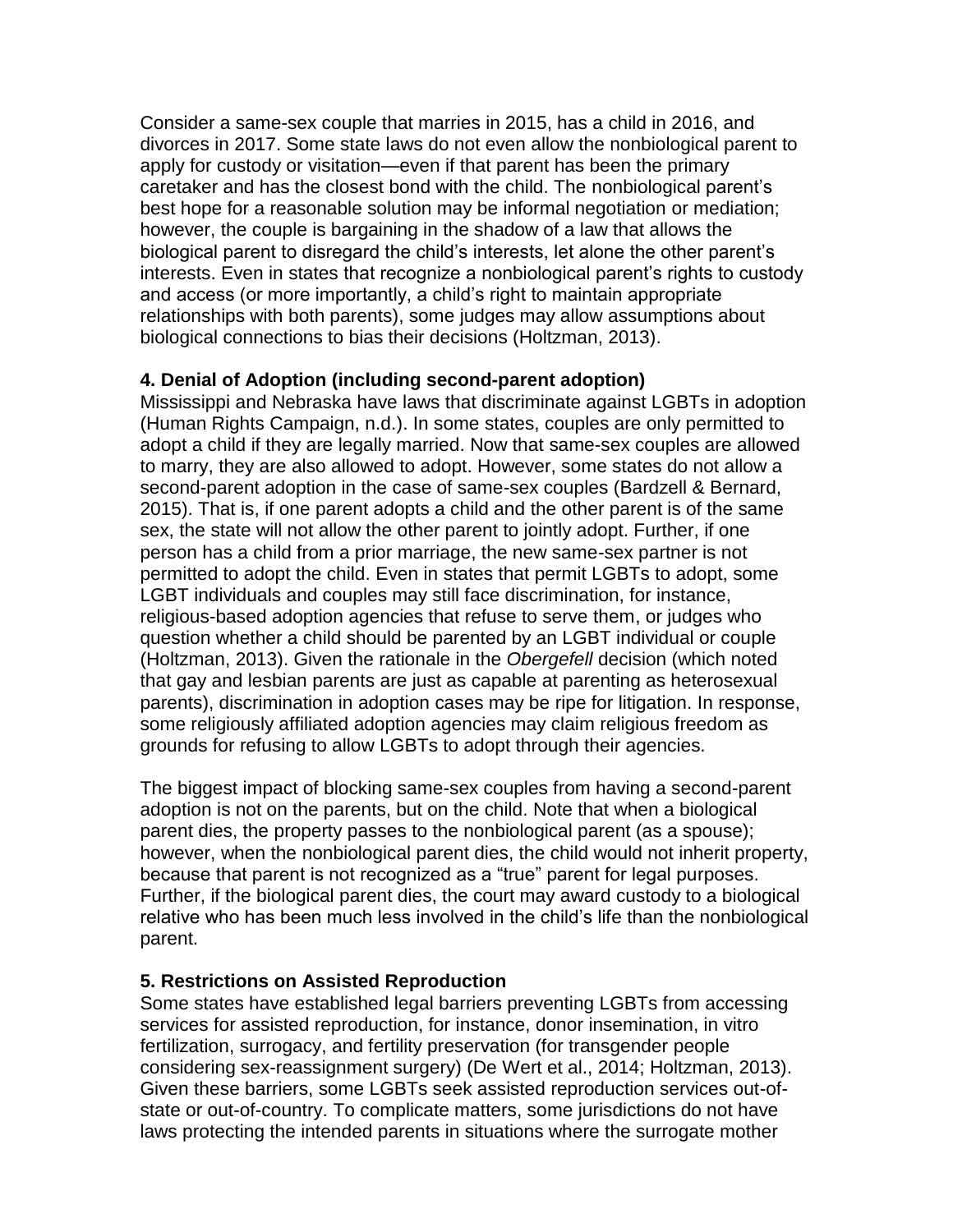Consider a same-sex couple that marries in 2015, has a child in 2016, and divorces in 2017. Some state laws do not even allow the nonbiological parent to apply for custody or visitation—even if that parent has been the primary caretaker and has the closest bond with the child. The nonbiological parent's best hope for a reasonable solution may be informal negotiation or mediation; however, the couple is bargaining in the shadow of a law that allows the biological parent to disregard the child's interests, let alone the other parent's interests. Even in states that recognize a nonbiological parent's rights to custody and access (or more importantly, a child's right to maintain appropriate relationships with both parents), some judges may allow assumptions about biological connections to bias their decisions (Holtzman, 2013).

**4. Denial of Adoption (including second-parent adoption)**

Mississippi and Nebraska have laws that discriminate against LGBTs in adoption (Human Rights Campaign, n.d.). In some states, couples are only permitted to adopt a child if they are legally married. Now that same-sex couples are allowed to marry, they are also allowed to adopt. However, some states do not allow a second-parent adoption in the case of same-sex couples (Bardzell & Bernard, 2015). That is, if one parent adopts a child and the other parent is of the same sex, the state will not allow the other parent to jointly adopt. Further, if one person has a child from a prior marriage, the new same-sex partner is not permitted to adopt the child. Even in states that permit LGBTs to adopt, some LGBT individuals and couples may still face discrimination, for instance, religious-based adoption agencies that refuse to serve them, or judges who question whether a child should be parented by an LGBT individual or couple (Holtzman, 2013). Given the rationale in the *Obergefell* decision (which noted that gay and lesbian parents are just as capable at parenting as heterosexual parents), discrimination in adoption cases may be ripe for litigation. In response, some religiously affiliated adoption agencies may claim religious freedom as grounds for refusing to allow LGBTs to adopt through their agencies.

The biggest impact of blocking same-sex couples from having a second-parent adoption is not on the parents, but on the child. Note that when a biological parent dies, the property passes to the nonbiological parent (as a spouse); however, when the nonbiological parent dies, the child would not inherit property, because that parent is not recognized as a "true" parent for legal purposes. Further, if the biological parent dies, the court may award custody to a biological relative who has been much less involved in the child's life than the nonbiological parent.

**5. Restrictions on Assisted Reproduction**

Some states have established legal barriers preventing LGBTs from accessing services for assisted reproduction, for instance, donor insemination, in vitro fertilization, surrogacy, and fertility preservation (for transgender people considering sex-reassignment surgery) (De Wert et al., 2014; Holtzman, 2013). Given these barriers, some LGBTs seek assisted reproduction services out-of-state or out-of-country. To complicate matters, some jurisdictions do not have laws protecting the intended parents in situations where the surrogate mother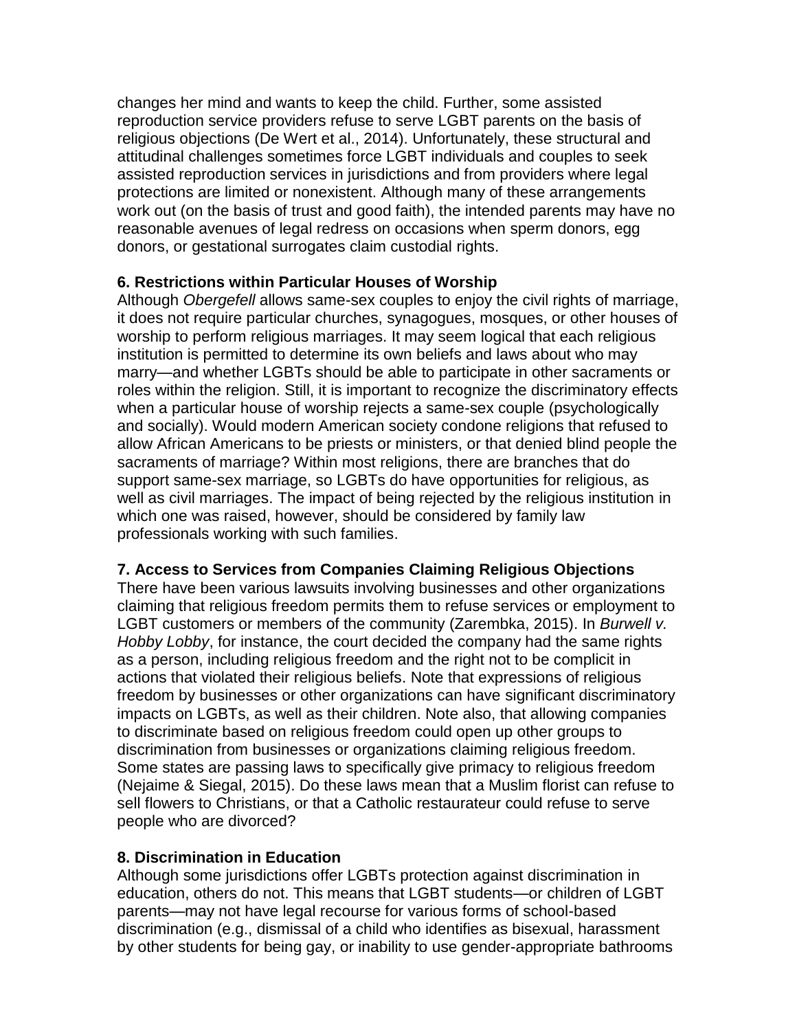changes her mind and wants to keep the child. Further, some assisted reproduction service providers refuse to serve LGBT parents on the basis of religious objections (De Wert et al., 2014). Unfortunately, these structural and attitudinal challenges sometimes force LGBT individuals and couples to seek assisted reproduction services in jurisdictions and from providers where legal protections are limited or nonexistent. Although many of these arrangements work out (on the basis of trust and good faith), the intended parents may have no reasonable avenues of legal redress on occasions when sperm donors, egg donors, or gestational surrogates claim custodial rights.

**6. Restrictions within Particular Houses of Worship**

Although *Obergefell* allows same-sex couples to enjoy the civil rights of marriage, it does not require particular churches, synagogues, mosques, or other houses of worship to perform religious marriages. It may seem logical that each religious institution is permitted to determine its own beliefs and laws about who may marry—and whether LGBTs should be able to participate in other sacraments or roles within the religion. Still, it is important to recognize the discriminatory effects when a particular house of worship rejects a same-sex couple (psychologically and socially). Would modern American society condone religions that refused to allow African Americans to be priests or ministers, or that denied blind people the sacraments of marriage? Within most religions, there are branches that do support same-sex marriage, so LGBTs do have opportunities for religious, as well as civil marriages. The impact of being rejected by the religious institution in which one was raised, however, should be considered by family law professionals working with such families.

**7. Access to Services from Companies Claiming Religious Objections**

There have been various lawsuits involving businesses and other organizations claiming that religious freedom permits them to refuse services or employment to LGBT customers or members of the community (Zarembka, 2015). In *Burwell v. Hobby Lobby*, for instance, the court decided the company had the same rights as a person, including religious freedom and the right not to be complicit in actions that violated their religious beliefs. Note that expressions of religious freedom by businesses or other organizations can have significant discriminatory impacts on LGBTs, as well as their children. Note also, that allowing companies to discriminate based on religious freedom could open up other groups to discrimination from businesses or organizations claiming religious freedom. Some states are passing laws to specifically give primacy to religious freedom (Nejaime & Siegal, 2015). Do these laws mean that a Muslim florist can refuse to sell flowers to Christians, or that a Catholic restaurateur could refuse to serve people who are divorced?

**8. Discrimination in Education**

Although some jurisdictions offer LGBTs protection against discrimination in education, others do not. This means that LGBT students—or children of LGBT parents—may not have legal recourse for various forms of school-based discrimination (e.g., dismissal of a child who identifies as bisexual, harassment by other students for being gay, or inability to use gender-appropriate bathrooms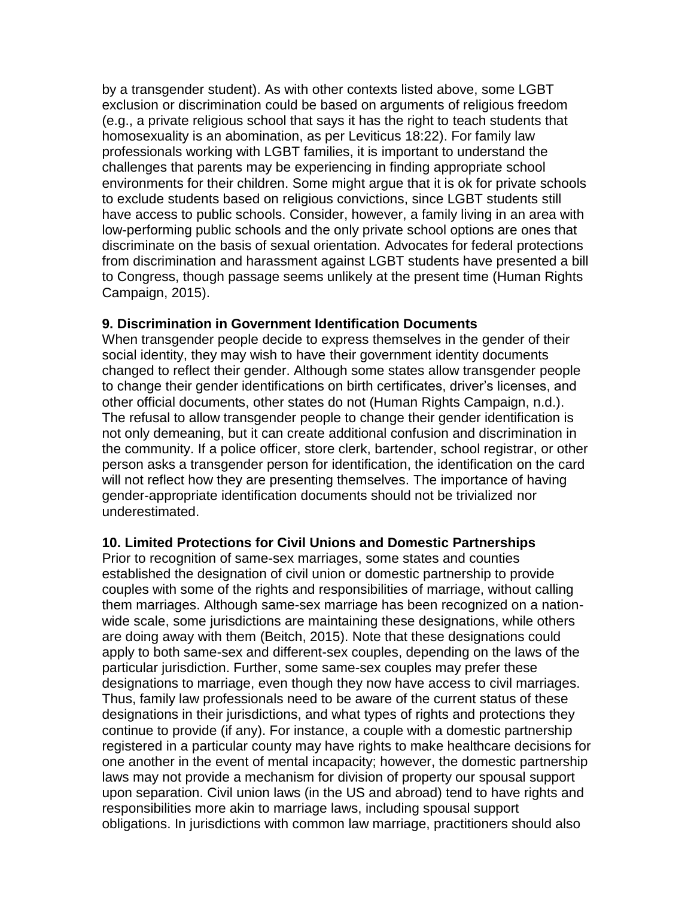by a transgender student). As with other contexts listed above, some LGBT exclusion or discrimination could be based on arguments of religious freedom (e.g., a private religious school that says it has the right to teach students that homosexuality is an abomination, as per Leviticus 18:22). For family law professionals working with LGBT families, it is important to understand the challenges that parents may be experiencing in finding appropriate school environments for their children. Some might argue that it is ok for private schools to exclude students based on religious convictions, since LGBT students still have access to public schools. Consider, however, a family living in an area with low-performing public schools and the only private school options are ones that discriminate on the basis of sexual orientation. Advocates for federal protections from discrimination and harassment against LGBT students have presented a bill to Congress, though passage seems unlikely at the present time (Human Rights Campaign, 2015).

**9. Discrimination in Government Identification Documents**

When transgender people decide to express themselves in the gender of their social identity, they may wish to have their government identity documents changed to reflect their gender. Although some states allow transgender people to change their gender identifications on birth certificates, driver's licenses, and other official documents, other states do not (Human Rights Campaign, n.d.). The refusal to allow transgender people to change their gender identification is not only demeaning, but it can create additional confusion and discrimination in the community. If a police officer, store clerk, bartender, school registrar, or other person asks a transgender person for identification, the identification on the card will not reflect how they are presenting themselves. The importance of having gender-appropriate identification documents should not be trivialized nor underestimated.

**10. Limited Protections for Civil Unions and Domestic Partnerships**

Prior to recognition of same-sex marriages, some states and counties established the designation of civil union or domestic partnership to provide couples with some of the rights and responsibilities of marriage, without calling them marriages. Although same-sex marriage has been recognized on a nation-wide scale, some jurisdictions are maintaining these designations, while others are doing away with them (Beitch, 2015). Note that these designations could apply to both same-sex and different-sex couples, depending on the laws of the particular jurisdiction. Further, some same-sex couples may prefer these designations to marriage, even though they now have access to civil marriages. Thus, family law professionals need to be aware of the current status of these designations in their jurisdictions, and what types of rights and protections they continue to provide (if any). For instance, a couple with a domestic partnership registered in a particular county may have rights to make healthcare decisions for one another in the event of mental incapacity; however, the domestic partnership laws may not provide a mechanism for division of property our spousal support upon separation. Civil union laws (in the US and abroad) tend to have rights and responsibilities more akin to marriage laws, including spousal support obligations. In jurisdictions with common law marriage, practitioners should also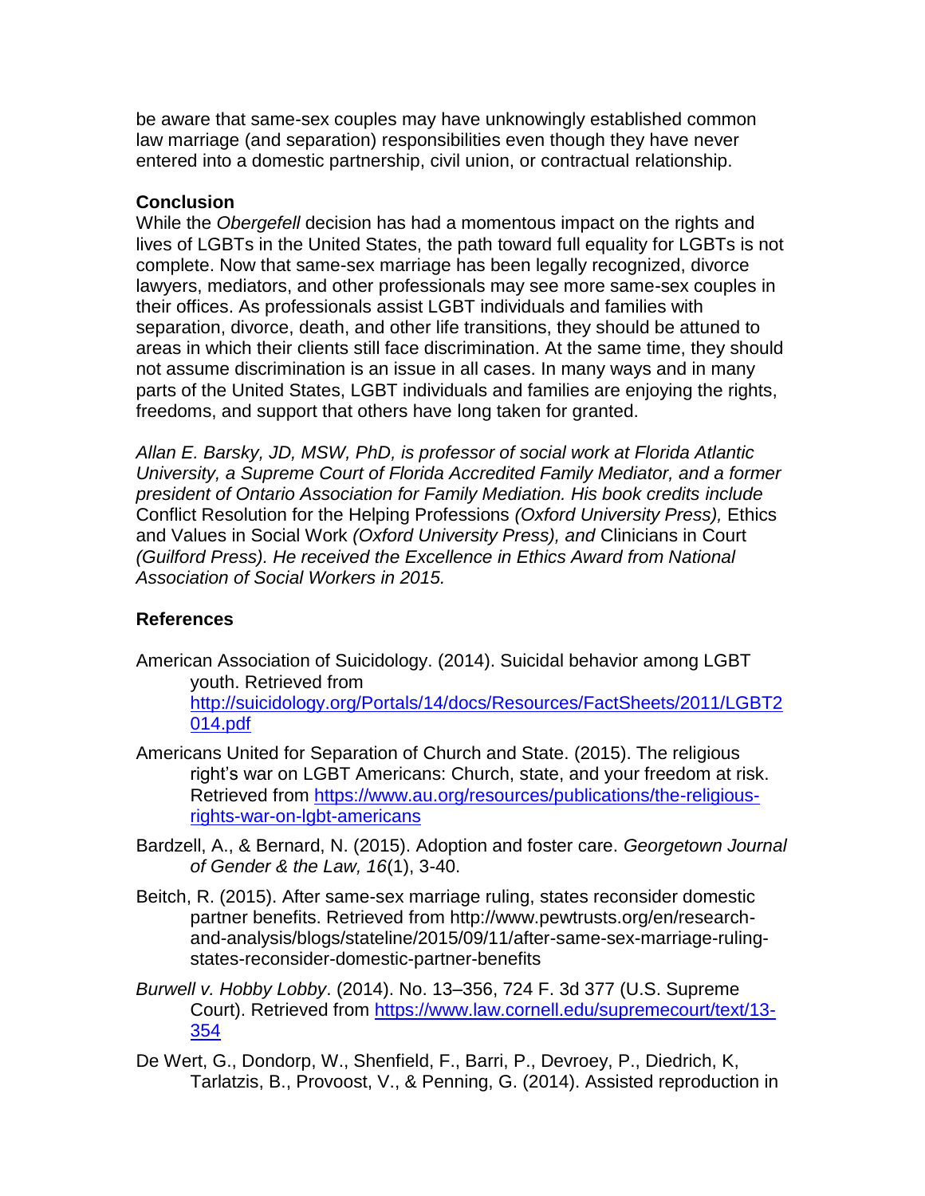be aware that same-sex couples may have unknowingly established common law marriage (and separation) responsibilities even though they have never entered into a domestic partnership, civil union, or contractual relationship.

## Conclusion

While the *Obergefell* decision has had a momentous impact on the rights and lives of LGBTs in the United States, the path toward full equality for LGBTs is not complete. Now that same-sex marriage has been legally recognized, divorce lawyers, mediators, and other professionals may see more same-sex couples in their offices. As professionals assist LGBT individuals and families with separation, divorce, death, and other life transitions, they should be attuned to areas in which their clients still face discrimination. At the same time, they should not assume discrimination is an issue in all cases. In many ways and in many parts of the United States, LGBT individuals and families are enjoying the rights, freedoms, and support that others have long taken for granted.

*Allan E. Barsky, JD, MSW, PhD, is professor of social work at Florida Atlantic University, a Supreme Court of Florida Accredited Family Mediator, and a former president of Ontario Association for Family Mediation. His book credits include* Conflict Resolution for the Helping Professions *(Oxford University Press),* Ethics and Values in Social Work *(Oxford University Press), and* Clinicians in Court *(Guilford Press). He received the Excellence in Ethics Award from National Association of Social Workers in 2015.*

## References

American Association of Suicidology. (2014). Suicidal behavior among LGBT youth. Retrieved from http://suicidology.org/Portals/14/docs/Resources/FactSheets/2011/LGBT2014.pdf

Americans United for Separation of Church and State. (2015). The religious right's war on LGBT Americans: Church, state, and your freedom at risk. Retrieved from https://www.au.org/resources/publications/the-religious-rights-war-on-lgbt-americans

Bardzell, A., & Bernard, N. (2015). Adoption and foster care. *Georgetown Journal of Gender & the Law, 16*(1), 3-40.

Beitch, R. (2015). After same-sex marriage ruling, states reconsider domestic partner benefits. Retrieved from http://www.pewtrusts.org/en/research-and-analysis/blogs/stateline/2015/09/11/after-same-sex-marriage-ruling-states-reconsider-domestic-partner-benefits

*Burwell v. Hobby Lobby*. (2014). No. 13–356, 724 F. 3d 377 (U.S. Supreme Court). Retrieved from https://www.law.cornell.edu/supremecourt/text/13-354

De Wert, G., Dondorp, W., Shenfield, F., Barri, P., Devroey, P., Diedrich, K, Tarlatzis, B., Provoost, V., & Penning, G. (2014). Assisted reproduction in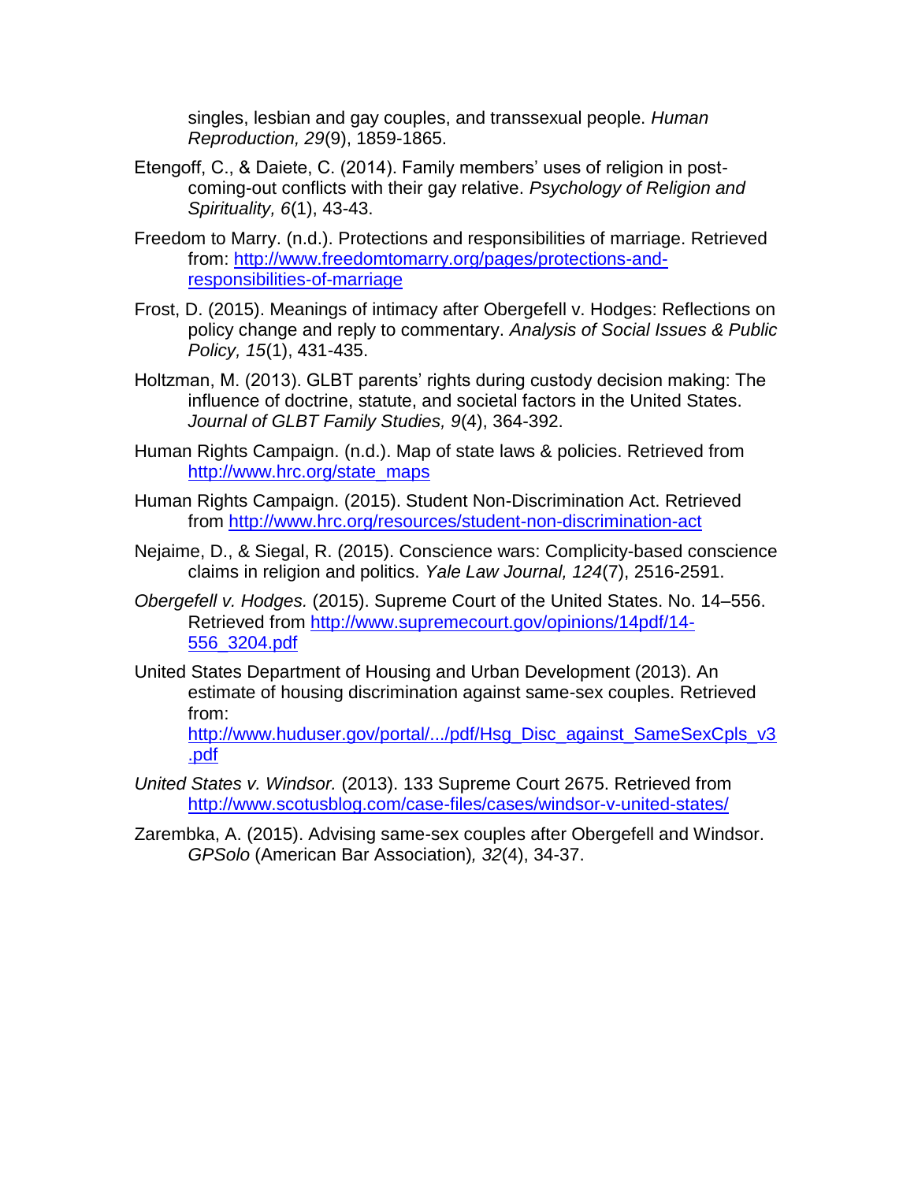singles, lesbian and gay couples, and transsexual people. *Human Reproduction, 29*(9), 1859-1865.

Etengoff, C., & Daiete, C. (2014). Family members' uses of religion in post-coming-out conflicts with their gay relative. *Psychology of Religion and Spirituality, 6*(1), 43-43.

Freedom to Marry. (n.d.). Protections and responsibilities of marriage. Retrieved from: http://www.freedomtomarry.org/pages/protections-and-responsibilities-of-marriage

Frost, D. (2015). Meanings of intimacy after Obergefell v. Hodges: Reflections on policy change and reply to commentary. *Analysis of Social Issues & Public Policy, 15*(1), 431-435.

Holtzman, M. (2013). GLBT parents' rights during custody decision making: The influence of doctrine, statute, and societal factors in the United States. *Journal of GLBT Family Studies, 9*(4), 364-392.

Human Rights Campaign. (n.d.). Map of state laws & policies. Retrieved from http://www.hrc.org/state_maps

Human Rights Campaign. (2015). Student Non-Discrimination Act. Retrieved from http://www.hrc.org/resources/student-non-discrimination-act

Nejaime, D., & Siegal, R. (2015). Conscience wars: Complicity-based conscience claims in religion and politics. *Yale Law Journal, 124*(7), 2516-2591.

*Obergefell v. Hodges.* (2015). Supreme Court of the United States. No. 14–556. Retrieved from http://www.supremecourt.gov/opinions/14pdf/14-556_3204.pdf

United States Department of Housing and Urban Development (2013). An estimate of housing discrimination against same-sex couples. Retrieved from: http://www.huduser.gov/portal/.../pdf/Hsg_Disc_against_SameSexCpls_v3.pdf

*United States v. Windsor.* (2013). 133 Supreme Court 2675. Retrieved from http://www.scotusblog.com/case-files/cases/windsor-v-united-states/

Zarembka, A. (2015). Advising same-sex couples after Obergefell and Windsor. *GPSolo* (American Bar Association)*, 32*(4), 34-37.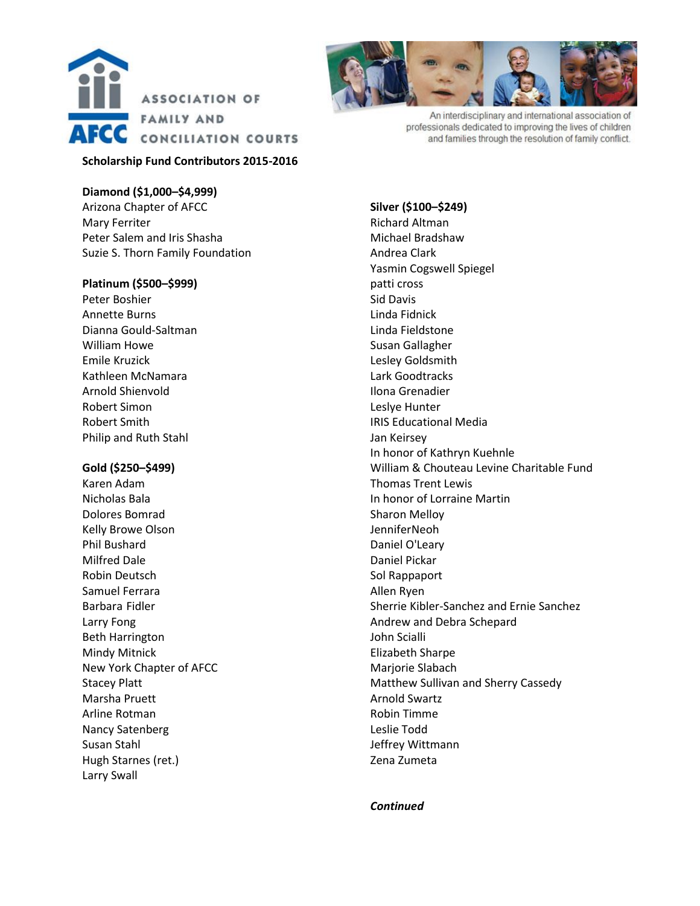**ASSOCIATION OF FAMILY AND CONCILIATION COURTS**

An interdisciplinary and international association of professionals dedicated to improving the lives of children and families through the resolution of family conflict.

**Scholarship Fund Contributors 2015-2016**

**Diamond ($1,000–$4,999)**
Arizona Chapter of AFCC
Mary Ferriter
Peter Salem and Iris Shasha
Suzie S. Thorn Family Foundation

**Platinum ($500–$999)**
Peter Boshier
Annette Burns
Dianna Gould-Saltman
William Howe
Emile Kruzick
Kathleen McNamara
Arnold Shienvold
Robert Simon
Robert Smith
Philip and Ruth Stahl

**Gold ($250–$499)**
Karen Adam
Nicholas Bala
Dolores Bomrad
Kelly Browe Olson
Phil Bushard
Milfred Dale
Robin Deutsch
Samuel Ferrara
Barbara Fidler
Larry Fong
Beth Harrington
Mindy Mitnick
New York Chapter of AFCC
Stacey Platt
Marsha Pruett
Arline Rotman
Nancy Satenberg
Susan Stahl
Hugh Starnes (ret.)
Larry Swall

**Silver ($100–$249)**
Richard Altman
Michael Bradshaw
Andrea Clark
Yasmin Cogswell Spiegel
patti cross
Sid Davis
Linda Fidnick
Linda Fieldstone
Susan Gallagher
Lesley Goldsmith
Lark Goodtracks
Ilona Grenadier
Leslye Hunter
IRIS Educational Media
Jan Keirsey
In honor of Kathryn Kuehnle
William & Chouteau Levine Charitable Fund
Thomas Trent Lewis
In honor of Lorraine Martin
Sharon Melloy
JenniferNeoh
Daniel O'Leary
Daniel Pickar
Sol Rappaport
Allen Ryen
Sherrie Kibler-Sanchez and Ernie Sanchez
Andrew and Debra Schepard
John Scialli
Elizabeth Sharpe
Marjorie Slabach
Matthew Sullivan and Sherry Cassedy
Arnold Swartz
Robin Timme
Leslie Todd
Jeffrey Wittmann
Zena Zumeta

***Continued***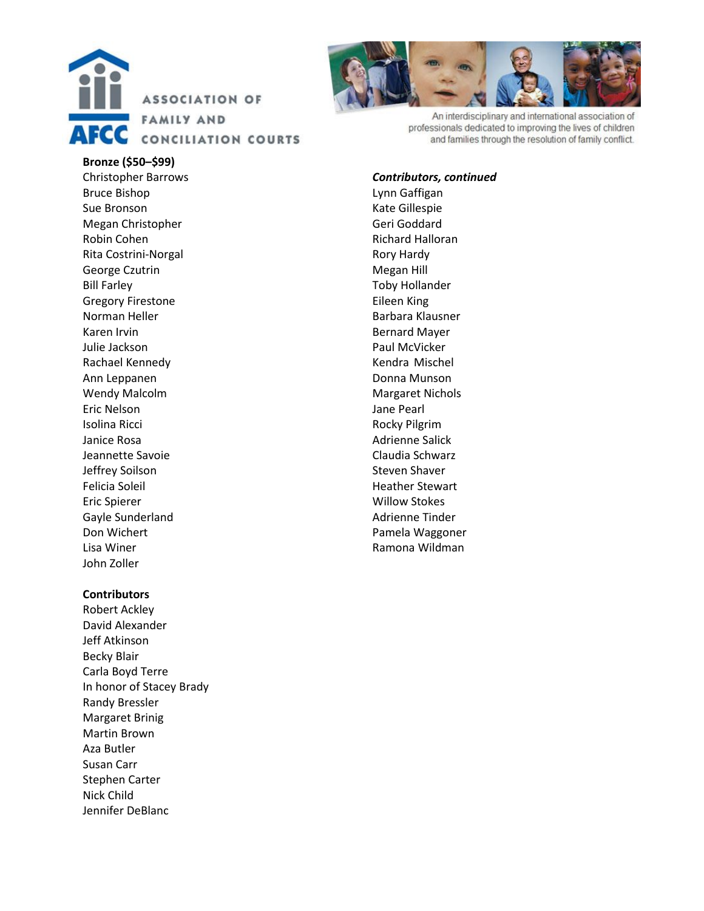ASSOCIATION OF FAMILY AND CONCILIATION COURTS

An interdisciplinary and international association of professionals dedicated to improving the lives of children and families through the resolution of family conflict.

**Bronze ($50–$99)**

Christopher Barrows
Bruce Bishop
Sue Bronson
Megan Christopher
Robin Cohen
Rita Costrini-Norgal
George Czutrin
Bill Farley
Gregory Firestone
Norman Heller
Karen Irvin
Julie Jackson
Rachael Kennedy
Ann Leppanen
Wendy Malcolm
Eric Nelson
Isolina Ricci
Janice Rosa
Jeannette Savoie
Jeffrey Soilson
Felicia Soleil
Eric Spierer
Gayle Sunderland
Don Wichert
Lisa Winer
John Zoller

**Contributors**

Robert Ackley
David Alexander
Jeff Atkinson
Becky Blair
Carla Boyd Terre
In honor of Stacey Brady
Randy Bressler
Margaret Brinig
Martin Brown
Aza Butler
Susan Carr
Stephen Carter
Nick Child
Jennifer DeBlanc

***Contributors, continued***

Lynn Gaffigan
Kate Gillespie
Geri Goddard
Richard Halloran
Rory Hardy
Megan Hill
Toby Hollander
Eileen King
Barbara Klausner
Bernard Mayer
Paul McVicker
Kendra Mischel
Donna Munson
Margaret Nichols
Jane Pearl
Rocky Pilgrim
Adrienne Salick
Claudia Schwarz
Steven Shaver
Heather Stewart
Willow Stokes
Adrienne Tinder
Pamela Waggoner
Ramona Wildman